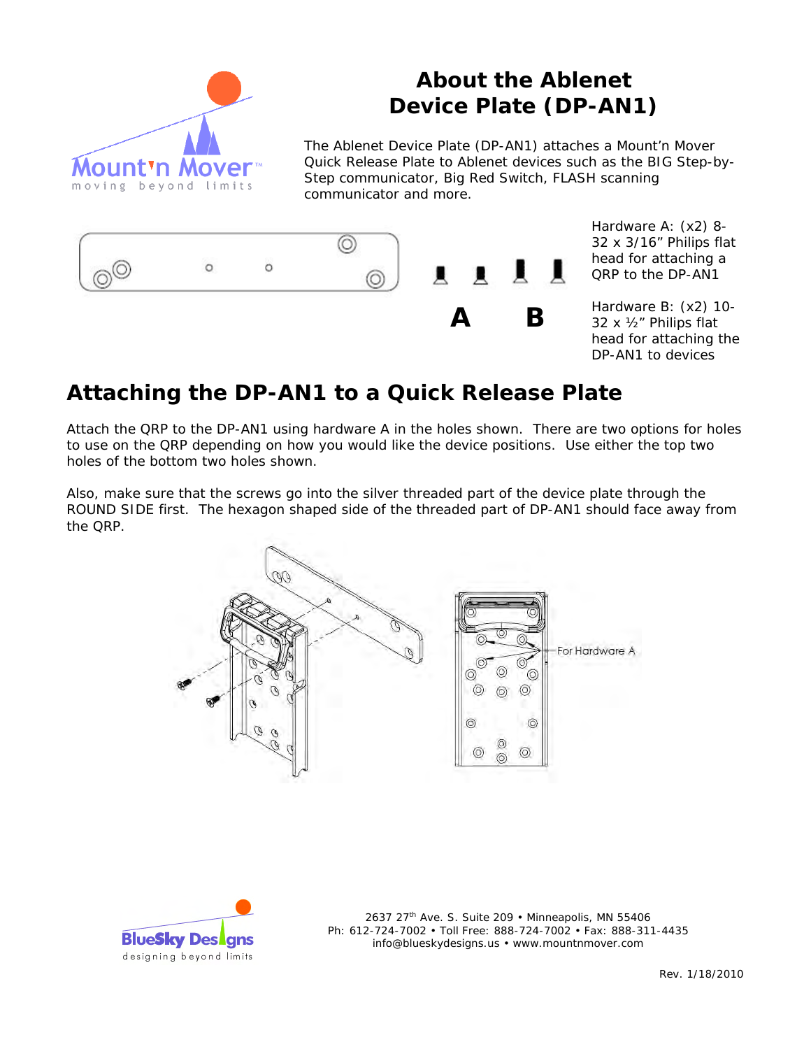# About the Ablenet Device Plate (DP-AN1)

The Ablenet Device Plate (DP-AN1) attaches a Mount'n Mover Quick Release Plate to Ablenet devices such as the BIG Step-by-Step communicator, Big Red Switch, FLASH scanning communicator and more.

A B

Hardware A: (x2) 8-32 x 3/16" Philips flat head for attaching a QRP to the DP-AN1

Hardware B: (x2) 10-32 x ½" Philips flat head for attaching the DP-AN1 to devices

## Attaching the DP-AN1 to a Quick Release Plate

Attach the QRP to the DP-AN1 using hardware A in the holes shown. There are two options for holes to use on the QRP depending on how you would like the device positions. Use either the top two holes of the bottom two holes shown.

Also, make sure that the screws go into the silver threaded part of the device plate through the ROUND SIDE first. The hexagon shaped side of the threaded part of DP-AN1 should face away from the QRP.

For Hardware A

2637 27th Ave. S. Suite 209 • Minneapolis, MN 55406
Ph: 612-724-7002 • Toll Free: 888-724-7002 • Fax: 888-311-4435
info@blueskydesigns.us • www.mountnmover.com

Rev. 1/18/2010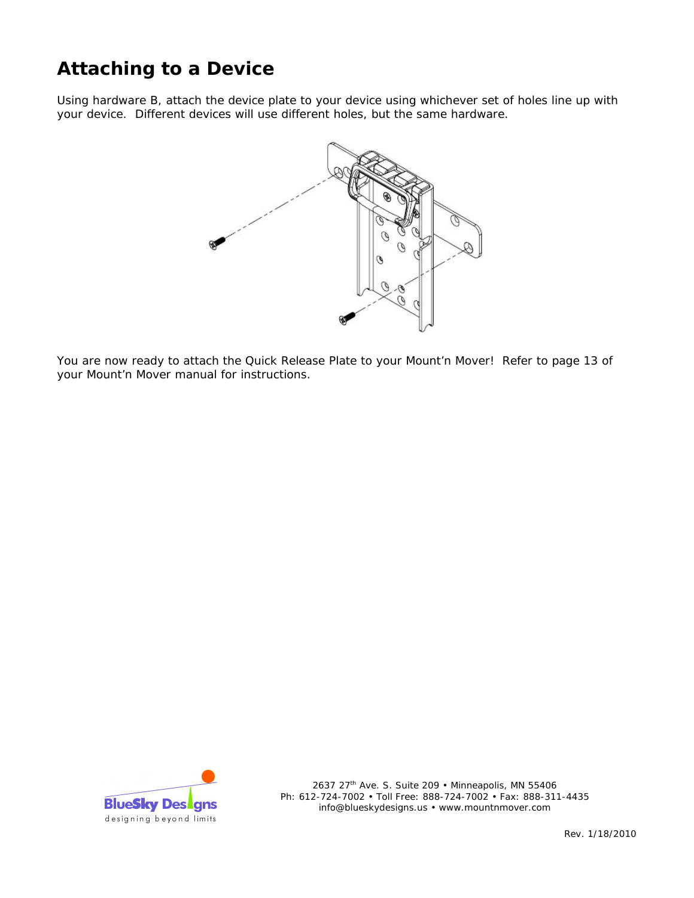# Attaching to a Device

Using hardware B, attach the device plate to your device using whichever set of holes line up with your device. Different devices will use different holes, but the same hardware.

You are now ready to attach the Quick Release Plate to your Mount'n Mover! Refer to page 13 of your Mount'n Mover manual for instructions.

BlueSky Designs
designing beyond limits

2637 27th Ave. S. Suite 209 • Minneapolis, MN 55406
Ph: 612-724-7002 • Toll Free: 888-724-7002 • Fax: 888-311-4435
info@blueskydesigns.us • www.mountnmover.com

Rev. 1/18/2010